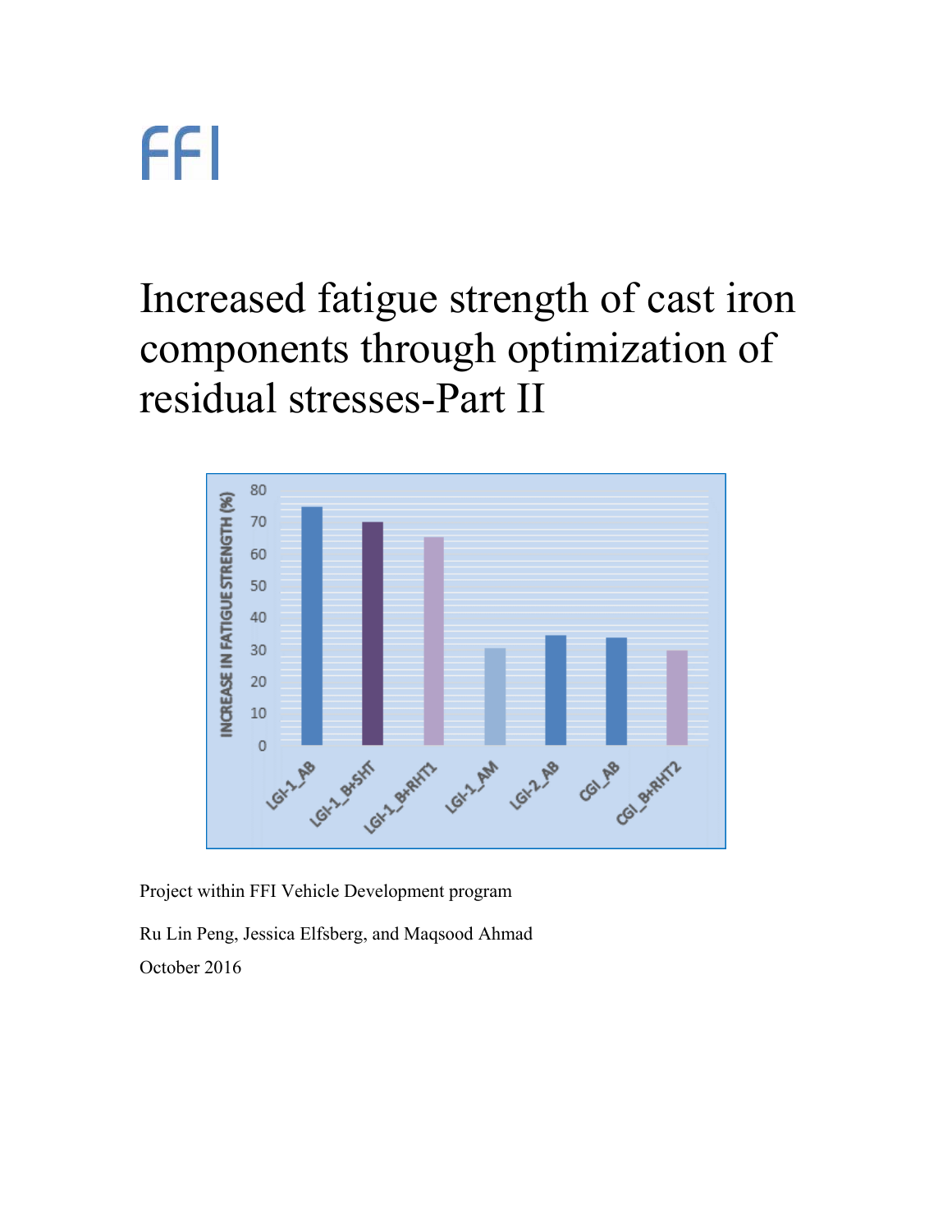FFI

# Increased fatigue strength of cast iron components through optimization of residual stresses-Part II

Project within FFI Vehicle Development program

Ru Lin Peng, Jessica Elfsberg, and Maqsood Ahmad

October 2016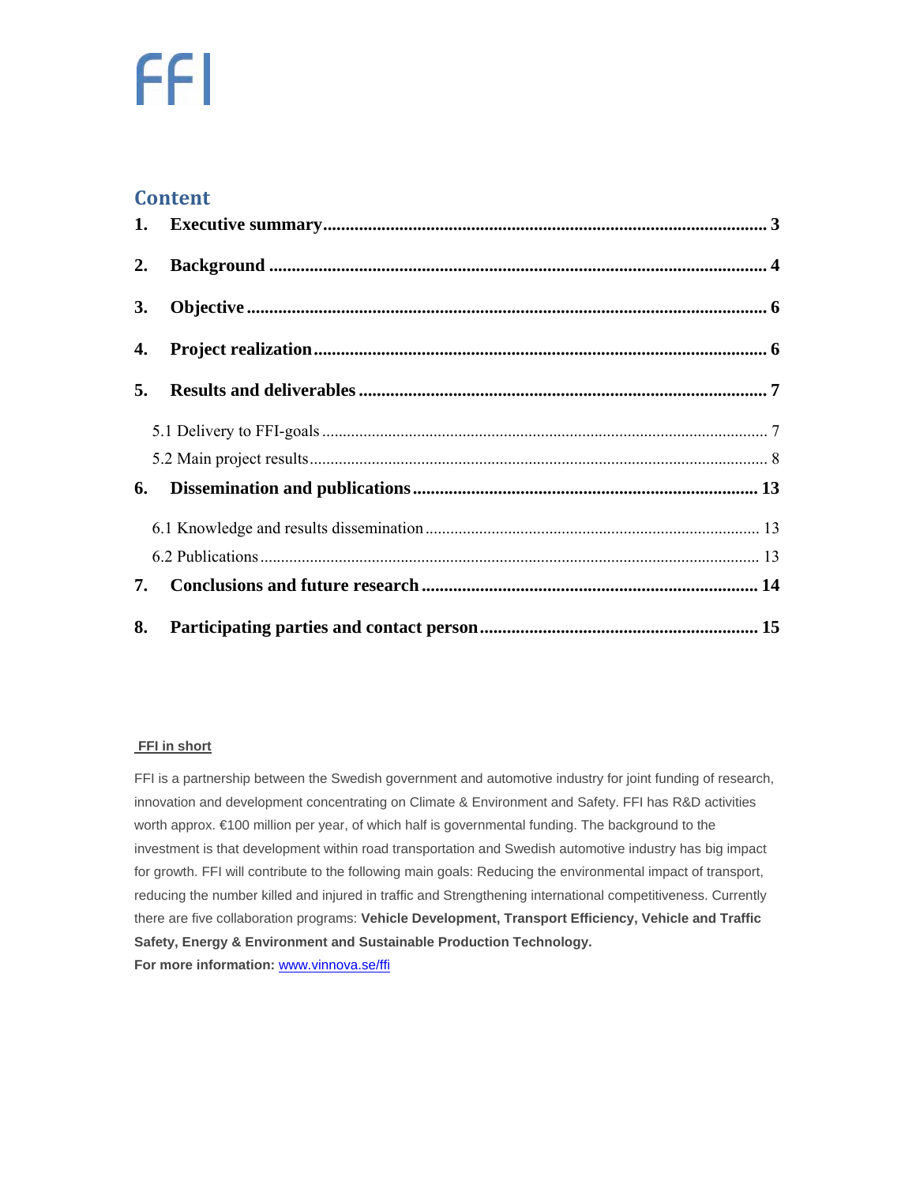FFI

## Content

1. **Executive summary** .................................................. 3
2. **Background** .................................................. 4
3. **Objective** .................................................. 6
4. **Project realization** .................................................. 6
5. **Results and deliverables** .................................................. 7
   - 5.1 Delivery to FFI-goals .................................................. 7
   - 5.2 Main project results .................................................. 8
6. **Dissemination and publications** .................................................. 13
   - 6.1 Knowledge and results dissemination .................................................. 13
   - 6.2 Publications .................................................. 13
7. **Conclusions and future research** .................................................. 14
8. **Participating parties and contact person** .................................................. 15

**FFI in short**

FFI is a partnership between the Swedish government and automotive industry for joint funding of research, innovation and development concentrating on Climate & Environment and Safety. FFI has R&D activities worth approx. €100 million per year, of which half is governmental funding. The background to the investment is that development within road transportation and Swedish automotive industry has big impact for growth. FFI will contribute to the following main goals: Reducing the environmental impact of transport, reducing the number killed and injured in traffic and Strengthening international competitiveness. Currently there are five collaboration programs: **Vehicle Development, Transport Efficiency, Vehicle and Traffic Safety, Energy & Environment and Sustainable Production Technology.**

**For more information:** www.vinnova.se/ffi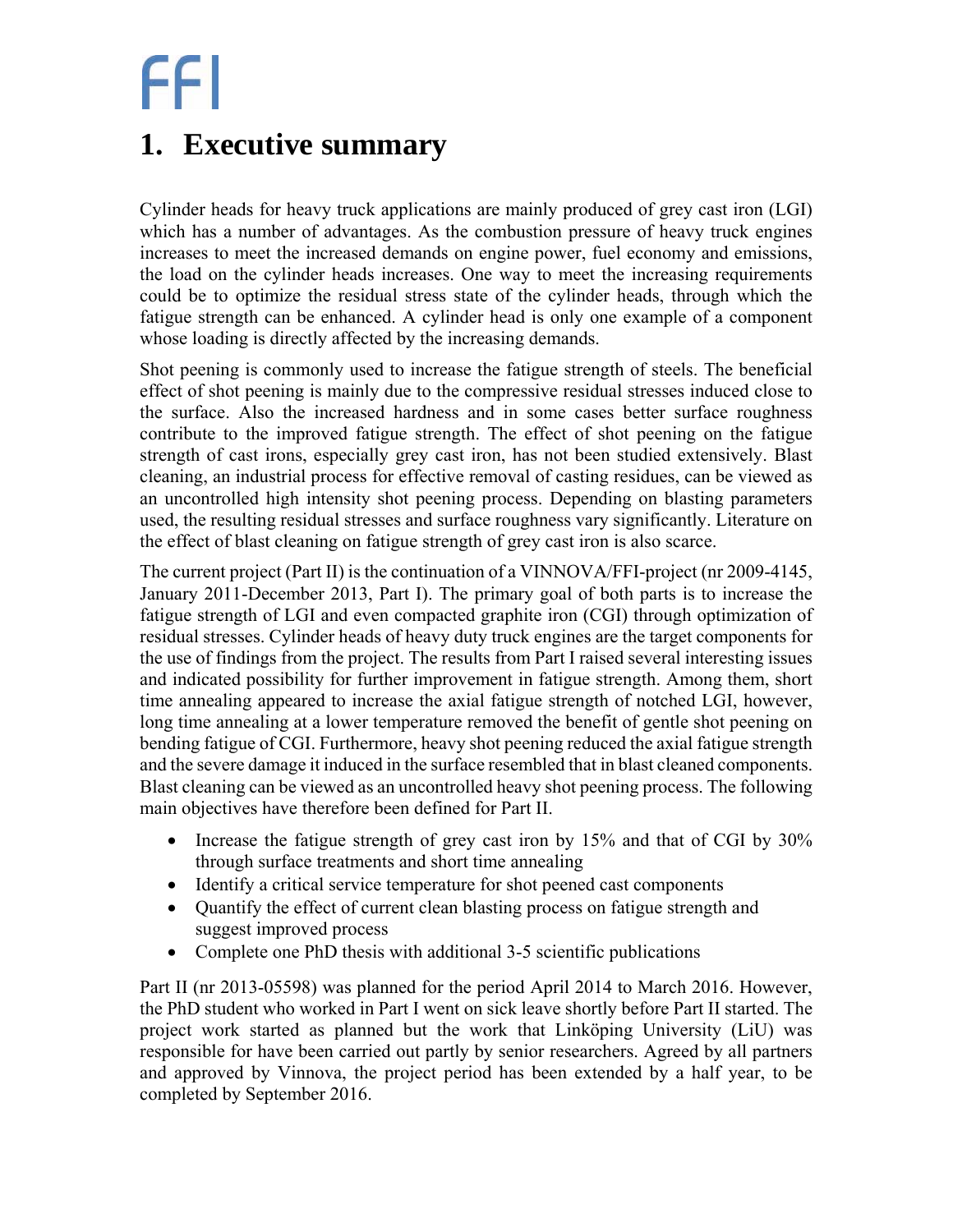# 1. Executive summary

Cylinder heads for heavy truck applications are mainly produced of grey cast iron (LGI) which has a number of advantages. As the combustion pressure of heavy truck engines increases to meet the increased demands on engine power, fuel economy and emissions, the load on the cylinder heads increases. One way to meet the increasing requirements could be to optimize the residual stress state of the cylinder heads, through which the fatigue strength can be enhanced. A cylinder head is only one example of a component whose loading is directly affected by the increasing demands.

Shot peening is commonly used to increase the fatigue strength of steels. The beneficial effect of shot peening is mainly due to the compressive residual stresses induced close to the surface. Also the increased hardness and in some cases better surface roughness contribute to the improved fatigue strength. The effect of shot peening on the fatigue strength of cast irons, especially grey cast iron, has not been studied extensively. Blast cleaning, an industrial process for effective removal of casting residues, can be viewed as an uncontrolled high intensity shot peening process. Depending on blasting parameters used, the resulting residual stresses and surface roughness vary significantly. Literature on the effect of blast cleaning on fatigue strength of grey cast iron is also scarce.

The current project (Part II) is the continuation of a VINNOVA/FFI-project (nr 2009-4145, January 2011-December 2013, Part I). The primary goal of both parts is to increase the fatigue strength of LGI and even compacted graphite iron (CGI) through optimization of residual stresses. Cylinder heads of heavy duty truck engines are the target components for the use of findings from the project. The results from Part I raised several interesting issues and indicated possibility for further improvement in fatigue strength. Among them, short time annealing appeared to increase the axial fatigue strength of notched LGI, however, long time annealing at a lower temperature removed the benefit of gentle shot peening on bending fatigue of CGI. Furthermore, heavy shot peening reduced the axial fatigue strength and the severe damage it induced in the surface resembled that in blast cleaned components. Blast cleaning can be viewed as an uncontrolled heavy shot peening process. The following main objectives have therefore been defined for Part II.

- Increase the fatigue strength of grey cast iron by 15% and that of CGI by 30% through surface treatments and short time annealing
- Identify a critical service temperature for shot peened cast components
- Quantify the effect of current clean blasting process on fatigue strength and suggest improved process
- Complete one PhD thesis with additional 3-5 scientific publications

Part II (nr 2013-05598) was planned for the period April 2014 to March 2016. However, the PhD student who worked in Part I went on sick leave shortly before Part II started. The project work started as planned but the work that Linköping University (LiU) was responsible for have been carried out partly by senior researchers. Agreed by all partners and approved by Vinnova, the project period has been extended by a half year, to be completed by September 2016.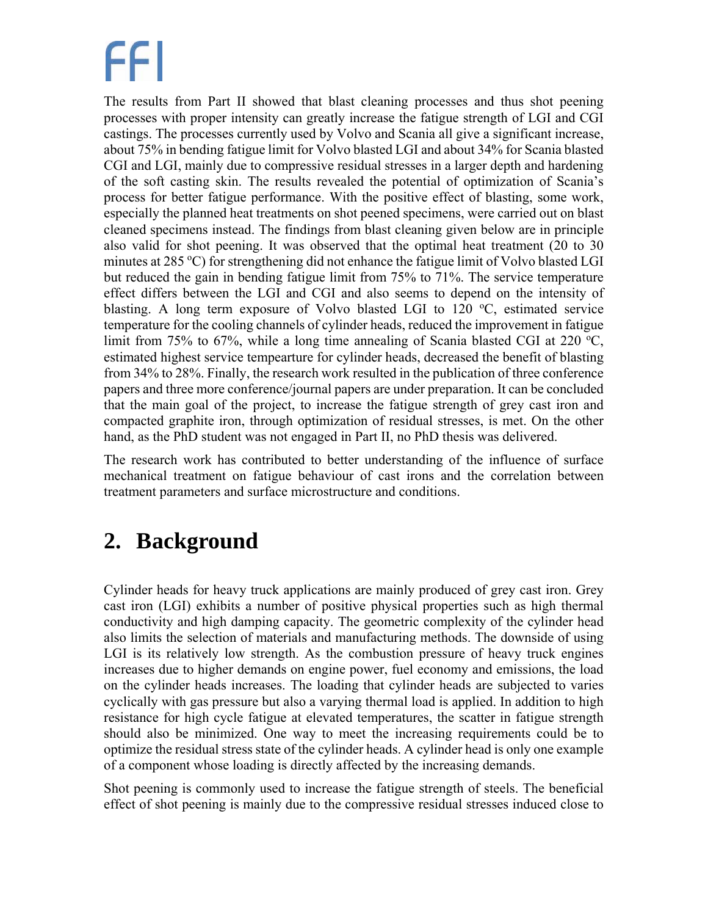The results from Part II showed that blast cleaning processes and thus shot peening processes with proper intensity can greatly increase the fatigue strength of LGI and CGI castings. The processes currently used by Volvo and Scania all give a significant increase, about 75% in bending fatigue limit for Volvo blasted LGI and about 34% for Scania blasted CGI and LGI, mainly due to compressive residual stresses in a larger depth and hardening of the soft casting skin. The results revealed the potential of optimization of Scania's process for better fatigue performance. With the positive effect of blasting, some work, especially the planned heat treatments on shot peened specimens, were carried out on blast cleaned specimens instead. The findings from blast cleaning given below are in principle also valid for shot peening. It was observed that the optimal heat treatment (20 to 30 minutes at 285 $^{o}$C) for strengthening did not enhance the fatigue limit of Volvo blasted LGI but reduced the gain in bending fatigue limit from 75% to 71%. The service temperature effect differs between the LGI and CGI and also seems to depend on the intensity of blasting. A long term exposure of Volvo blasted LGI to 120 $^{o}$C, estimated service temperature for the cooling channels of cylinder heads, reduced the improvement in fatigue limit from 75% to 67%, while a long time annealing of Scania blasted CGI at 220 $^{o}$C, estimated highest service tempearture for cylinder heads, decreased the benefit of blasting from 34% to 28%. Finally, the research work resulted in the publication of three conference papers and three more conference/journal papers are under preparation. It can be concluded that the main goal of the project, to increase the fatigue strength of grey cast iron and compacted graphite iron, through optimization of residual stresses, is met. On the other hand, as the PhD student was not engaged in Part II, no PhD thesis was delivered.

The research work has contributed to better understanding of the influence of surface mechanical treatment on fatigue behaviour of cast irons and the correlation between treatment parameters and surface microstructure and conditions.

# 2. Background

Cylinder heads for heavy truck applications are mainly produced of grey cast iron. Grey cast iron (LGI) exhibits a number of positive physical properties such as high thermal conductivity and high damping capacity. The geometric complexity of the cylinder head also limits the selection of materials and manufacturing methods. The downside of using LGI is its relatively low strength. As the combustion pressure of heavy truck engines increases due to higher demands on engine power, fuel economy and emissions, the load on the cylinder heads increases. The loading that cylinder heads are subjected to varies cyclically with gas pressure but also a varying thermal load is applied. In addition to high resistance for high cycle fatigue at elevated temperatures, the scatter in fatigue strength should also be minimized. One way to meet the increasing requirements could be to optimize the residual stress state of the cylinder heads. A cylinder head is only one example of a component whose loading is directly affected by the increasing demands.

Shot peening is commonly used to increase the fatigue strength of steels. The beneficial effect of shot peening is mainly due to the compressive residual stresses induced close to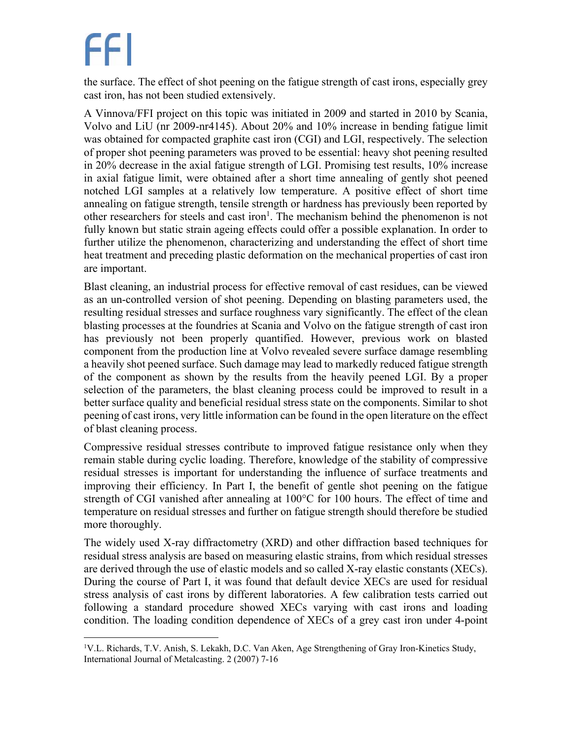the surface. The effect of shot peening on the fatigue strength of cast irons, especially grey cast iron, has not been studied extensively.

A Vinnova/FFI project on this topic was initiated in 2009 and started in 2010 by Scania, Volvo and LiU (nr 2009-nr4145). About 20% and 10% increase in bending fatigue limit was obtained for compacted graphite cast iron (CGI) and LGI, respectively. The selection of proper shot peening parameters was proved to be essential: heavy shot peening resulted in 20% decrease in the axial fatigue strength of LGI. Promising test results, 10% increase in axial fatigue limit, were obtained after a short time annealing of gently shot peened notched LGI samples at a relatively low temperature. A positive effect of short time annealing on fatigue strength, tensile strength or hardness has previously been reported by other researchers for steels and cast iron[1]. The mechanism behind the phenomenon is not fully known but static strain ageing effects could offer a possible explanation. In order to further utilize the phenomenon, characterizing and understanding the effect of short time heat treatment and preceding plastic deformation on the mechanical properties of cast iron are important.

Blast cleaning, an industrial process for effective removal of cast residues, can be viewed as an un-controlled version of shot peening. Depending on blasting parameters used, the resulting residual stresses and surface roughness vary significantly. The effect of the clean blasting processes at the foundries at Scania and Volvo on the fatigue strength of cast iron has previously not been properly quantified. However, previous work on blasted component from the production line at Volvo revealed severe surface damage resembling a heavily shot peened surface. Such damage may lead to markedly reduced fatigue strength of the component as shown by the results from the heavily peened LGI. By a proper selection of the parameters, the blast cleaning process could be improved to result in a better surface quality and beneficial residual stress state on the components. Similar to shot peening of cast irons, very little information can be found in the open literature on the effect of blast cleaning process.

Compressive residual stresses contribute to improved fatigue resistance only when they remain stable during cyclic loading. Therefore, knowledge of the stability of compressive residual stresses is important for understanding the influence of surface treatments and improving their efficiency. In Part I, the benefit of gentle shot peening on the fatigue strength of CGI vanished after annealing at 100°C for 100 hours. The effect of time and temperature on residual stresses and further on fatigue strength should therefore be studied more thoroughly.

The widely used X-ray diffractometry (XRD) and other diffraction based techniques for residual stress analysis are based on measuring elastic strains, from which residual stresses are derived through the use of elastic models and so called X-ray elastic constants (XECs). During the course of Part I, it was found that default device XECs are used for residual stress analysis of cast irons by different laboratories. A few calibration tests carried out following a standard procedure showed XECs varying with cast irons and loading condition. The loading condition dependence of XECs of a grey cast iron under 4-point

[1] V.L. Richards, T.V. Anish, S. Lekakh, D.C. Van Aken, Age Strengthening of Gray Iron-Kinetics Study, International Journal of Metalcasting. 2 (2007) 7-16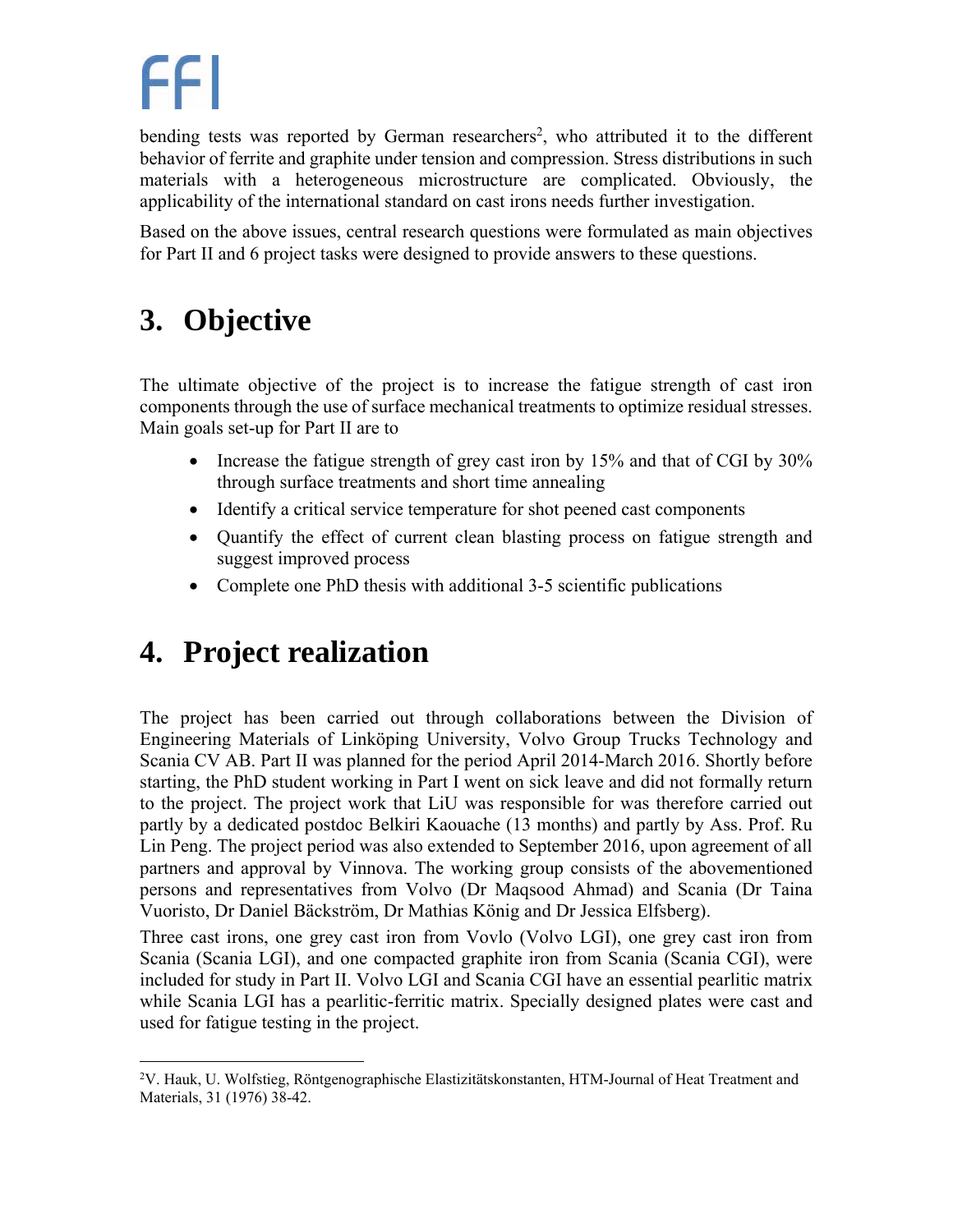bending tests was reported by German researchers[2], who attributed it to the different behavior of ferrite and graphite under tension and compression. Stress distributions in such materials with a heterogeneous microstructure are complicated. Obviously, the applicability of the international standard on cast irons needs further investigation.

Based on the above issues, central research questions were formulated as main objectives for Part II and 6 project tasks were designed to provide answers to these questions.

# 3. Objective

The ultimate objective of the project is to increase the fatigue strength of cast iron components through the use of surface mechanical treatments to optimize residual stresses. Main goals set-up for Part II are to

- Increase the fatigue strength of grey cast iron by 15% and that of CGI by 30% through surface treatments and short time annealing
- Identify a critical service temperature for shot peened cast components
- Quantify the effect of current clean blasting process on fatigue strength and suggest improved process
- Complete one PhD thesis with additional 3-5 scientific publications

# 4. Project realization

The project has been carried out through collaborations between the Division of Engineering Materials of Linköping University, Volvo Group Trucks Technology and Scania CV AB. Part II was planned for the period April 2014-March 2016. Shortly before starting, the PhD student working in Part I went on sick leave and did not formally return to the project. The project work that LiU was responsible for was therefore carried out partly by a dedicated postdoc Belkiri Kaouache (13 months) and partly by Ass. Prof. Ru Lin Peng. The project period was also extended to September 2016, upon agreement of all partners and approval by Vinnova. The working group consists of the abovementioned persons and representatives from Volvo (Dr Maqsood Ahmad) and Scania (Dr Taina Vuoristo, Dr Daniel Bäckström, Dr Mathias König and Dr Jessica Elfsberg).

Three cast irons, one grey cast iron from Vovlo (Volvo LGI), one grey cast iron from Scania (Scania LGI), and one compacted graphite iron from Scania (Scania CGI), were included for study in Part II. Volvo LGI and Scania CGI have an essential pearlitic matrix while Scania LGI has a pearlitic-ferritic matrix. Specially designed plates were cast and used for fatigue testing in the project.

---

[2] V. Hauk, U. Wolfstieg, Röntgenographische Elastizitätskonstanten, HTM-Journal of Heat Treatment and Materials, 31 (1976) 38-42.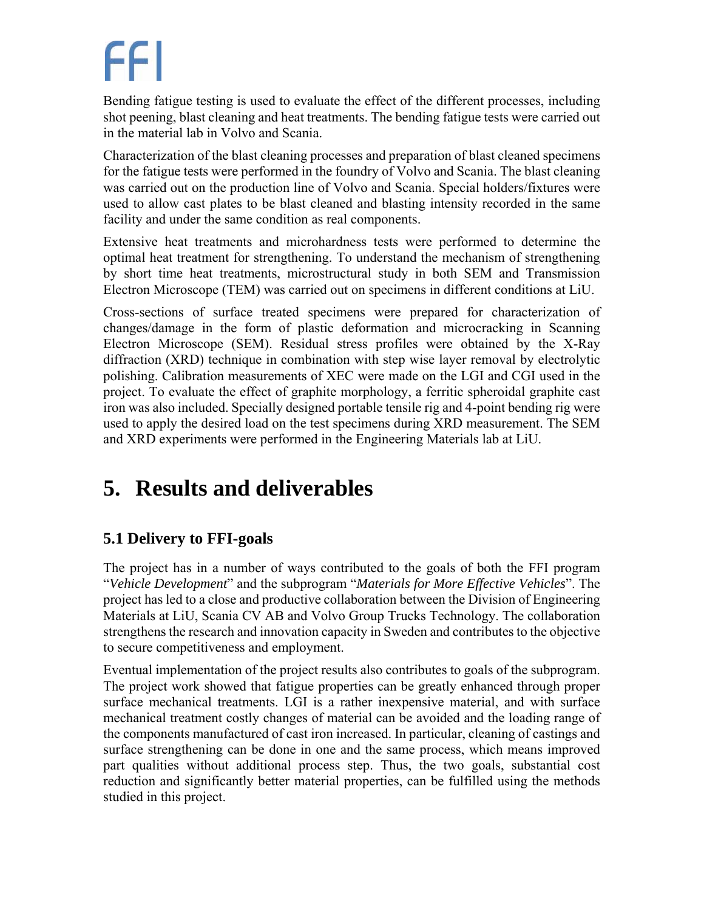Bending fatigue testing is used to evaluate the effect of the different processes, including shot peening, blast cleaning and heat treatments. The bending fatigue tests were carried out in the material lab in Volvo and Scania.

Characterization of the blast cleaning processes and preparation of blast cleaned specimens for the fatigue tests were performed in the foundry of Volvo and Scania. The blast cleaning was carried out on the production line of Volvo and Scania. Special holders/fixtures were used to allow cast plates to be blast cleaned and blasting intensity recorded in the same facility and under the same condition as real components.

Extensive heat treatments and microhardness tests were performed to determine the optimal heat treatment for strengthening. To understand the mechanism of strengthening by short time heat treatments, microstructural study in both SEM and Transmission Electron Microscope (TEM) was carried out on specimens in different conditions at LiU.

Cross-sections of surface treated specimens were prepared for characterization of changes/damage in the form of plastic deformation and microcracking in Scanning Electron Microscope (SEM). Residual stress profiles were obtained by the X-Ray diffraction (XRD) technique in combination with step wise layer removal by electrolytic polishing. Calibration measurements of XEC were made on the LGI and CGI used in the project. To evaluate the effect of graphite morphology, a ferritic spheroidal graphite cast iron was also included. Specially designed portable tensile rig and 4-point bending rig were used to apply the desired load on the test specimens during XRD measurement. The SEM and XRD experiments were performed in the Engineering Materials lab at LiU.

# 5. Results and deliverables

## 5.1 Delivery to FFI-goals

The project has in a number of ways contributed to the goals of both the FFI program "*Vehicle Development*" and the subprogram "*Materials for More Effective Vehicles*". The project has led to a close and productive collaboration between the Division of Engineering Materials at LiU, Scania CV AB and Volvo Group Trucks Technology. The collaboration strengthens the research and innovation capacity in Sweden and contributes to the objective to secure competitiveness and employment.

Eventual implementation of the project results also contributes to goals of the subprogram. The project work showed that fatigue properties can be greatly enhanced through proper surface mechanical treatments. LGI is a rather inexpensive material, and with surface mechanical treatment costly changes of material can be avoided and the loading range of the components manufactured of cast iron increased. In particular, cleaning of castings and surface strengthening can be done in one and the same process, which means improved part qualities without additional process step. Thus, the two goals, substantial cost reduction and significantly better material properties, can be fulfilled using the methods studied in this project.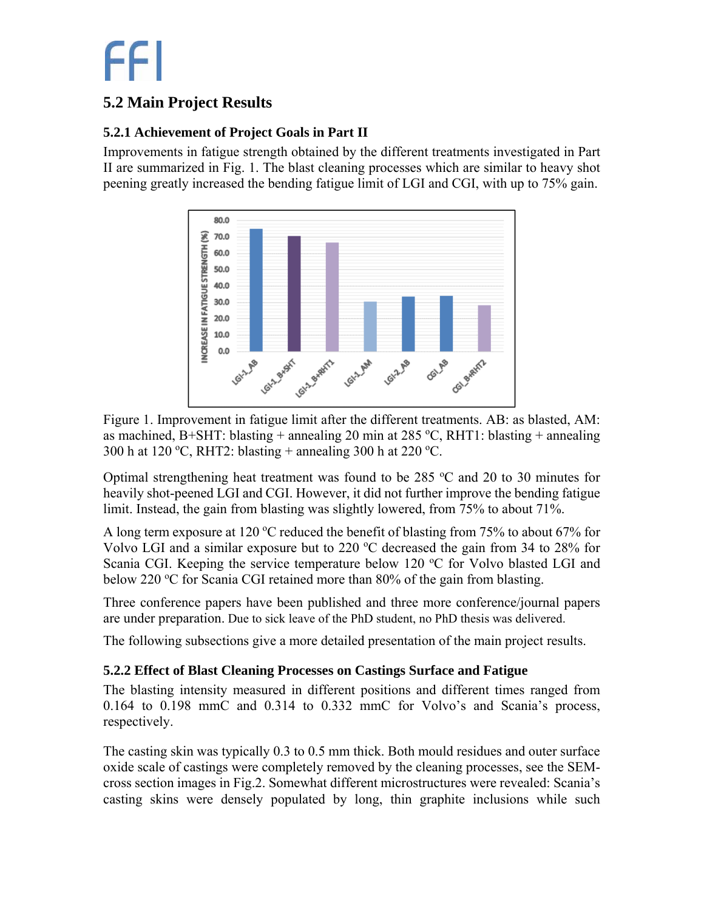## 5.2 Main Project Results

### 5.2.1 Achievement of Project Goals in Part II

Improvements in fatigue strength obtained by the different treatments investigated in Part II are summarized in Fig. 1. The blast cleaning processes which are similar to heavy shot peening greatly increased the bending fatigue limit of LGI and CGI, with up to 75% gain.

Figure 1. Improvement in fatigue limit after the different treatments. AB: as blasted, AM: as machined, B+SHT: blasting + annealing 20 min at 285 ºC, RHT1: blasting + annealing 300 h at 120 ºC, RHT2: blasting + annealing 300 h at 220 ºC.

Optimal strengthening heat treatment was found to be 285 ºC and 20 to 30 minutes for heavily shot-peened LGI and CGI. However, it did not further improve the bending fatigue limit. Instead, the gain from blasting was slightly lowered, from 75% to about 71%.

A long term exposure at 120 ºC reduced the benefit of blasting from 75% to about 67% for Volvo LGI and a similar exposure but to 220 ºC decreased the gain from 34 to 28% for Scania CGI. Keeping the service temperature below 120 ºC for Volvo blasted LGI and below 220 ºC for Scania CGI retained more than 80% of the gain from blasting.

Three conference papers have been published and three more conference/journal papers are under preparation. Due to sick leave of the PhD student, no PhD thesis was delivered.

The following subsections give a more detailed presentation of the main project results.

### 5.2.2 Effect of Blast Cleaning Processes on Castings Surface and Fatigue

The blasting intensity measured in different positions and different times ranged from 0.164 to 0.198 mmC and 0.314 to 0.332 mmC for Volvo's and Scania's process, respectively.

The casting skin was typically 0.3 to 0.5 mm thick. Both mould residues and outer surface oxide scale of castings were completely removed by the cleaning processes, see the SEM-cross section images in Fig.2. Somewhat different microstructures were revealed: Scania's casting skins were densely populated by long, thin graphite inclusions while such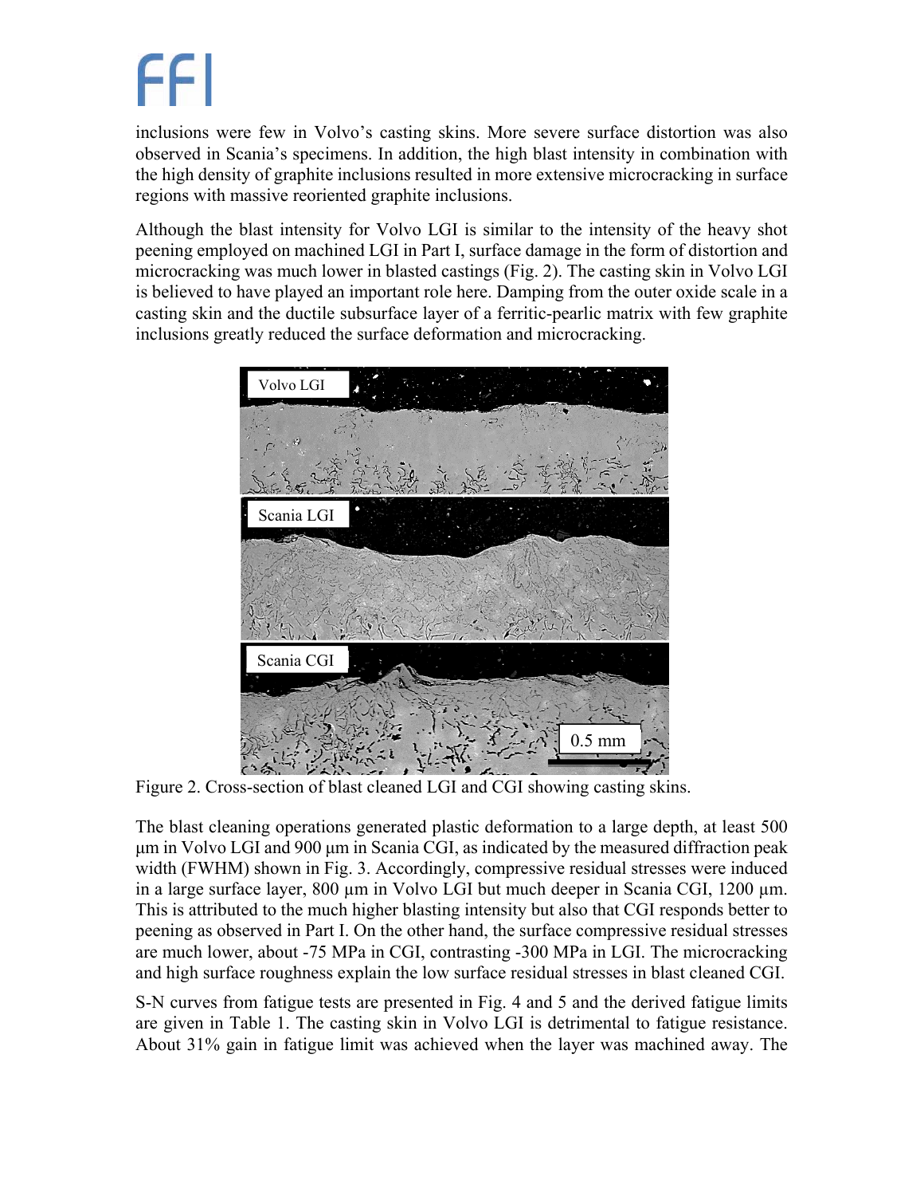inclusions were few in Volvo's casting skins. More severe surface distortion was also observed in Scania's specimens. In addition, the high blast intensity in combination with the high density of graphite inclusions resulted in more extensive microcracking in surface regions with massive reoriented graphite inclusions.

Although the blast intensity for Volvo LGI is similar to the intensity of the heavy shot peening employed on machined LGI in Part I, surface damage in the form of distortion and microcracking was much lower in blasted castings (Fig. 2). The casting skin in Volvo LGI is believed to have played an important role here. Damping from the outer oxide scale in a casting skin and the ductile subsurface layer of a ferritic-pearlic matrix with few graphite inclusions greatly reduced the surface deformation and microcracking.

Figure 2. Cross-section of blast cleaned LGI and CGI showing casting skins.

The blast cleaning operations generated plastic deformation to a large depth, at least 500 µm in Volvo LGI and 900 µm in Scania CGI, as indicated by the measured diffraction peak width (FWHM) shown in Fig. 3. Accordingly, compressive residual stresses were induced in a large surface layer, 800 µm in Volvo LGI but much deeper in Scania CGI, 1200 µm. This is attributed to the much higher blasting intensity but also that CGI responds better to peening as observed in Part I. On the other hand, the surface compressive residual stresses are much lower, about -75 MPa in CGI, contrasting -300 MPa in LGI. The microcracking and high surface roughness explain the low surface residual stresses in blast cleaned CGI.

S-N curves from fatigue tests are presented in Fig. 4 and 5 and the derived fatigue limits are given in Table 1. The casting skin in Volvo LGI is detrimental to fatigue resistance. About 31% gain in fatigue limit was achieved when the layer was machined away. The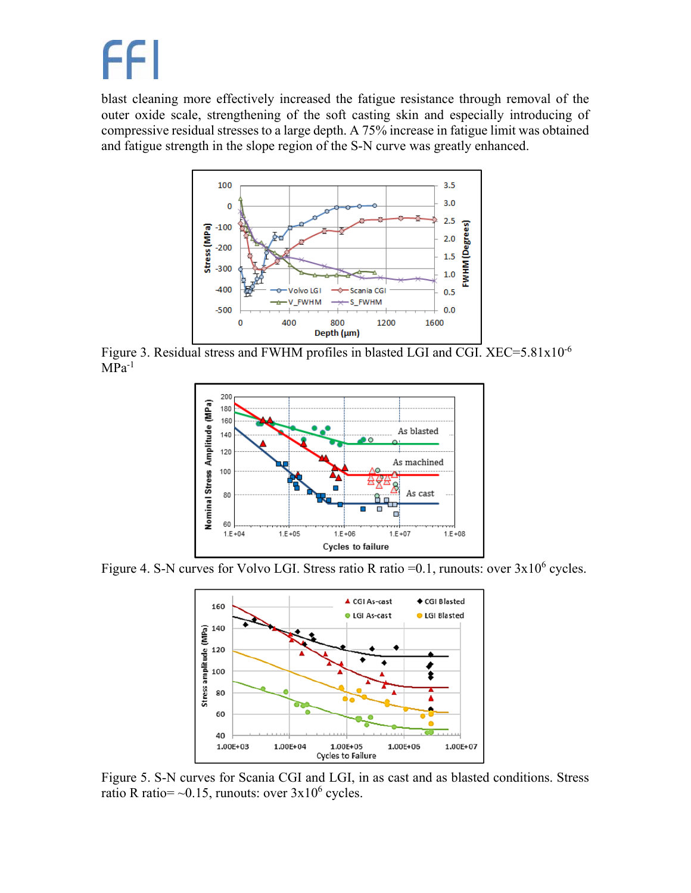blast cleaning more effectively increased the fatigue resistance through removal of the outer oxide scale, strengthening of the soft casting skin and especially introducing of compressive residual stresses to a large depth. A 75% increase in fatigue limit was obtained and fatigue strength in the slope region of the S-N curve was greatly enhanced.

Figure 3. Residual stress and FWHM profiles in blasted LGI and CGI. XEC=$5.81 \times 10^{-6}$ $MPa^{-1}$

Figure 4. S-N curves for Volvo LGI. Stress ratio R ratio =0.1, runouts: over $3 \times 10^{6}$ cycles.

Figure 5. S-N curves for Scania CGI and LGI, in as cast and as blasted conditions. Stress ratio R ratio= ~0.15, runouts: over $3 \times 10^{6}$ cycles.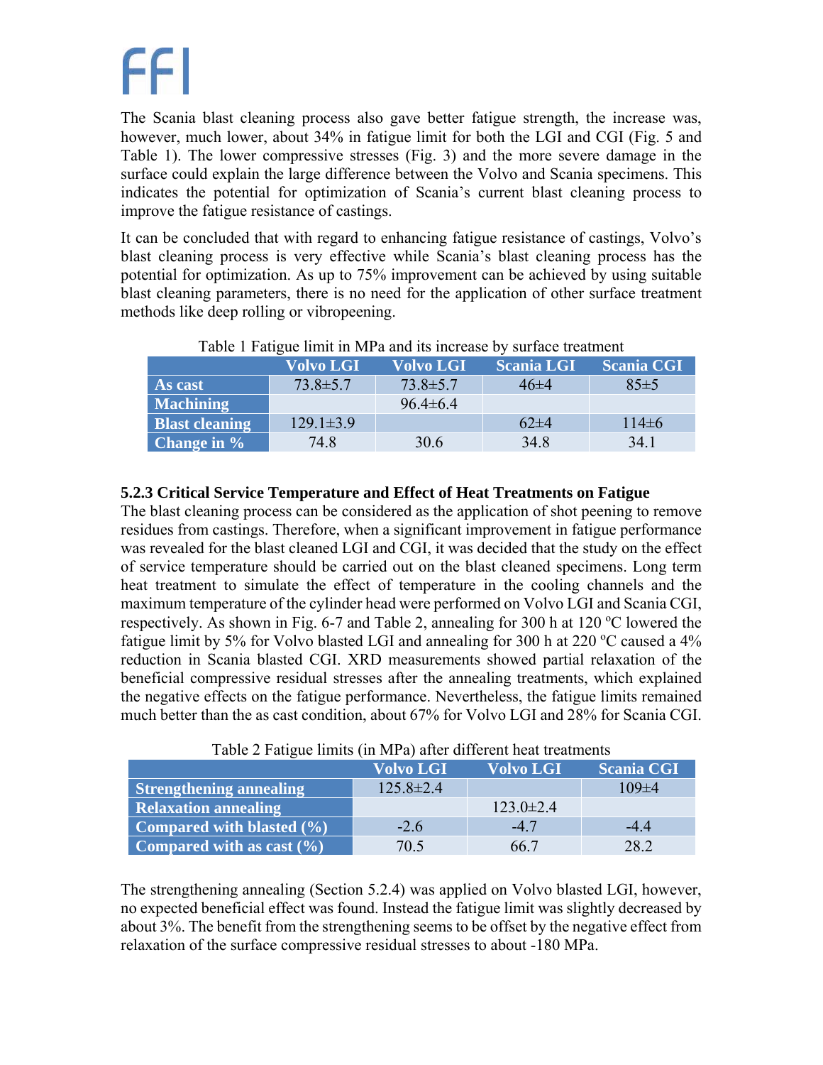The Scania blast cleaning process also gave better fatigue strength, the increase was, however, much lower, about 34% in fatigue limit for both the LGI and CGI (Fig. 5 and Table 1). The lower compressive stresses (Fig. 3) and the more severe damage in the surface could explain the large difference between the Volvo and Scania specimens. This indicates the potential for optimization of Scania's current blast cleaning process to improve the fatigue resistance of castings.

It can be concluded that with regard to enhancing fatigue resistance of castings, Volvo's blast cleaning process is very effective while Scania's blast cleaning process has the potential for optimization. As up to 75% improvement can be achieved by using suitable blast cleaning parameters, there is no need for the application of other surface treatment methods like deep rolling or vibropeening.

Table 1 Fatigue limit in MPa and its increase by surface treatment

| | Volvo LGI | Volvo LGI | Scania LGI | Scania CGI |
|---|---|---|---|---|
| **As cast** | 73.8±5.7 | 73.8±5.7 | 46±4 | 85±5 |
| **Machining** | | 96.4±6.4 | | |
| **Blast cleaning** | 129.1±3.9 | | 62±4 | 114±6 |
| **Change in %** | 74.8 | 30.6 | 34.8 | 34.1 |

### 5.2.3 Critical Service Temperature and Effect of Heat Treatments on Fatigue

The blast cleaning process can be considered as the application of shot peening to remove residues from castings. Therefore, when a significant improvement in fatigue performance was revealed for the blast cleaned LGI and CGI, it was decided that the study on the effect of service temperature should be carried out on the blast cleaned specimens. Long term heat treatment to simulate the effect of temperature in the cooling channels and the maximum temperature of the cylinder head were performed on Volvo LGI and Scania CGI, respectively. As shown in Fig. 6-7 and Table 2, annealing for 300 h at 120 ºC lowered the fatigue limit by 5% for Volvo blasted LGI and annealing for 300 h at 220 ºC caused a 4% reduction in Scania blasted CGI. XRD measurements showed partial relaxation of the beneficial compressive residual stresses after the annealing treatments, which explained the negative effects on the fatigue performance. Nevertheless, the fatigue limits remained much better than the as cast condition, about 67% for Volvo LGI and 28% for Scania CGI.

Table 2 Fatigue limits (in MPa) after different heat treatments

| | Volvo LGI | Volvo LGI | Scania CGI |
|---|---|---|---|
| **Strengthening annealing** | 125.8±2.4 | | 109±4 |
| **Relaxation annealing** | | 123.0±2.4 | |
| **Compared with blasted (%)** | -2.6 | -4.7 | -4.4 |
| **Compared with as cast (%)** | 70.5 | 66.7 | 28.2 |

The strengthening annealing (Section 5.2.4) was applied on Volvo blasted LGI, however, no expected beneficial effect was found. Instead the fatigue limit was slightly decreased by about 3%. The benefit from the strengthening seems to be offset by the negative effect from relaxation of the surface compressive residual stresses to about -180 MPa.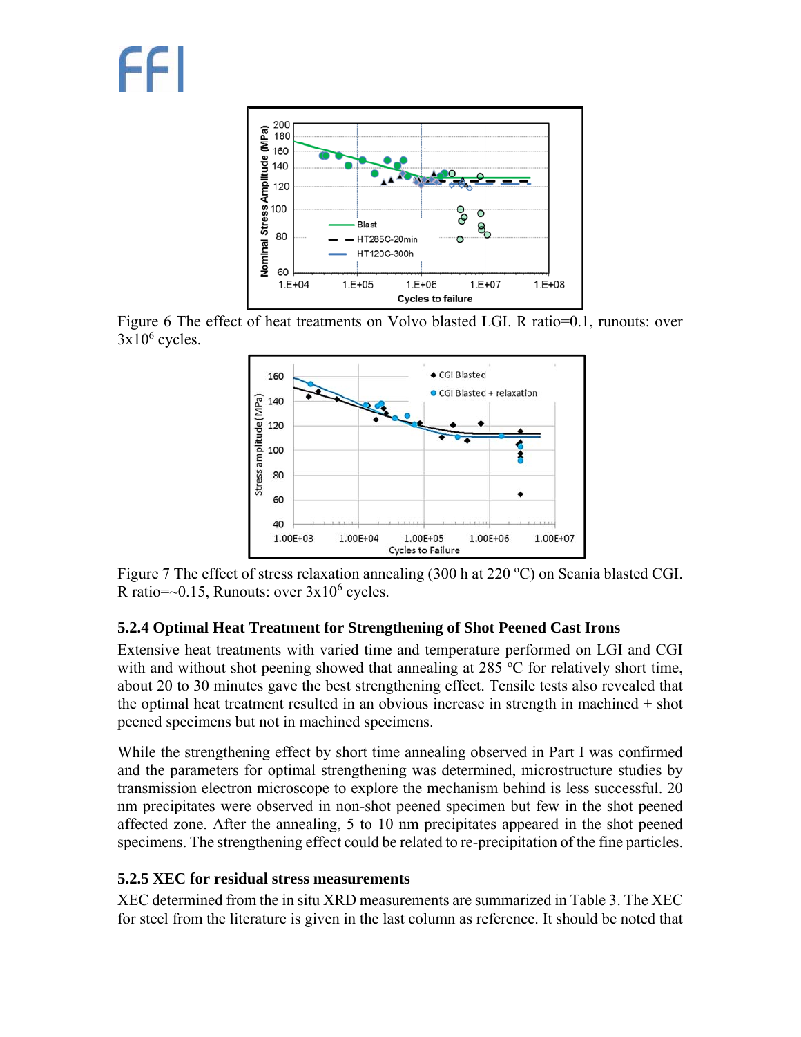Figure 6 The effect of heat treatments on Volvo blasted LGI. R ratio=0.1, runouts: over $3x10^6$ cycles.

Figure 7 The effect of stress relaxation annealing (300 h at 220 ºC) on Scania blasted CGI. R ratio=~0.15, Runouts: over $3x10^6$ cycles.

### 5.2.4 Optimal Heat Treatment for Strengthening of Shot Peened Cast Irons

Extensive heat treatments with varied time and temperature performed on LGI and CGI with and without shot peening showed that annealing at 285 ºC for relatively short time, about 20 to 30 minutes gave the best strengthening effect. Tensile tests also revealed that the optimal heat treatment resulted in an obvious increase in strength in machined + shot peened specimens but not in machined specimens.

While the strengthening effect by short time annealing observed in Part I was confirmed and the parameters for optimal strengthening was determined, microstructure studies by transmission electron microscope to explore the mechanism behind is less successful. 20 nm precipitates were observed in non-shot peened specimen but few in the shot peened affected zone. After the annealing, 5 to 10 nm precipitates appeared in the shot peened specimens. The strengthening effect could be related to re-precipitation of the fine particles.

### 5.2.5 XEC for residual stress measurements

XEC determined from the in situ XRD measurements are summarized in Table 3. The XEC for steel from the literature is given in the last column as reference. It should be noted that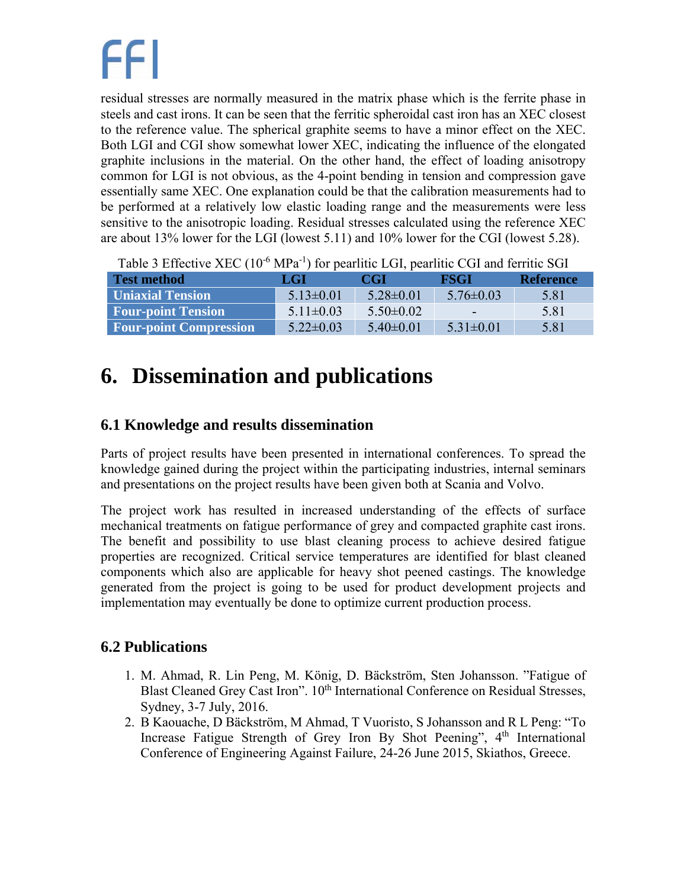residual stresses are normally measured in the matrix phase which is the ferrite phase in steels and cast irons. It can be seen that the ferritic spheroidal cast iron has an XEC closest to the reference value. The spherical graphite seems to have a minor effect on the XEC. Both LGI and CGI show somewhat lower XEC, indicating the influence of the elongated graphite inclusions in the material. On the other hand, the effect of loading anisotropy common for LGI is not obvious, as the 4-point bending in tension and compression gave essentially same XEC. One explanation could be that the calibration measurements had to be performed at a relatively low elastic loading range and the measurements were less sensitive to the anisotropic loading. Residual stresses calculated using the reference XEC are about 13% lower for the LGI (lowest 5.11) and 10% lower for the CGI (lowest 5.28).

Table 3 Effective XEC ($10^{-6}$ $MPa^{-1}$) for pearlitic LGI, pearlitic CGI and ferritic SGI

| Test method | LGI | CGI | FSGI | Reference |
|---|---|---|---|---|
| Uniaxial Tension | 5.13±0.01 | 5.28±0.01 | 5.76±0.03 | 5.81 |
| Four-point Tension | 5.11±0.03 | 5.50±0.02 | - | 5.81 |
| Four-point Compression | 5.22±0.03 | 5.40±0.01 | 5.31±0.01 | 5.81 |

# 6. Dissemination and publications

## 6.1 Knowledge and results dissemination

Parts of project results have been presented in international conferences. To spread the knowledge gained during the project within the participating industries, internal seminars and presentations on the project results have been given both at Scania and Volvo.

The project work has resulted in increased understanding of the effects of surface mechanical treatments on fatigue performance of grey and compacted graphite cast irons. The benefit and possibility to use blast cleaning process to achieve desired fatigue properties are recognized. Critical service temperatures are identified for blast cleaned components which also are applicable for heavy shot peened castings. The knowledge generated from the project is going to be used for product development projects and implementation may eventually be done to optimize current production process.

## 6.2 Publications

1. M. Ahmad, R. Lin Peng, M. König, D. Bäckström, Sten Johansson. "Fatigue of Blast Cleaned Grey Cast Iron". 10th International Conference on Residual Stresses, Sydney, 3-7 July, 2016.
2. B Kaouache, D Bäckström, M Ahmad, T Vuoristo, S Johansson and R L Peng: "To Increase Fatigue Strength of Grey Iron By Shot Peening", 4th International Conference of Engineering Against Failure, 24-26 June 2015, Skiathos, Greece.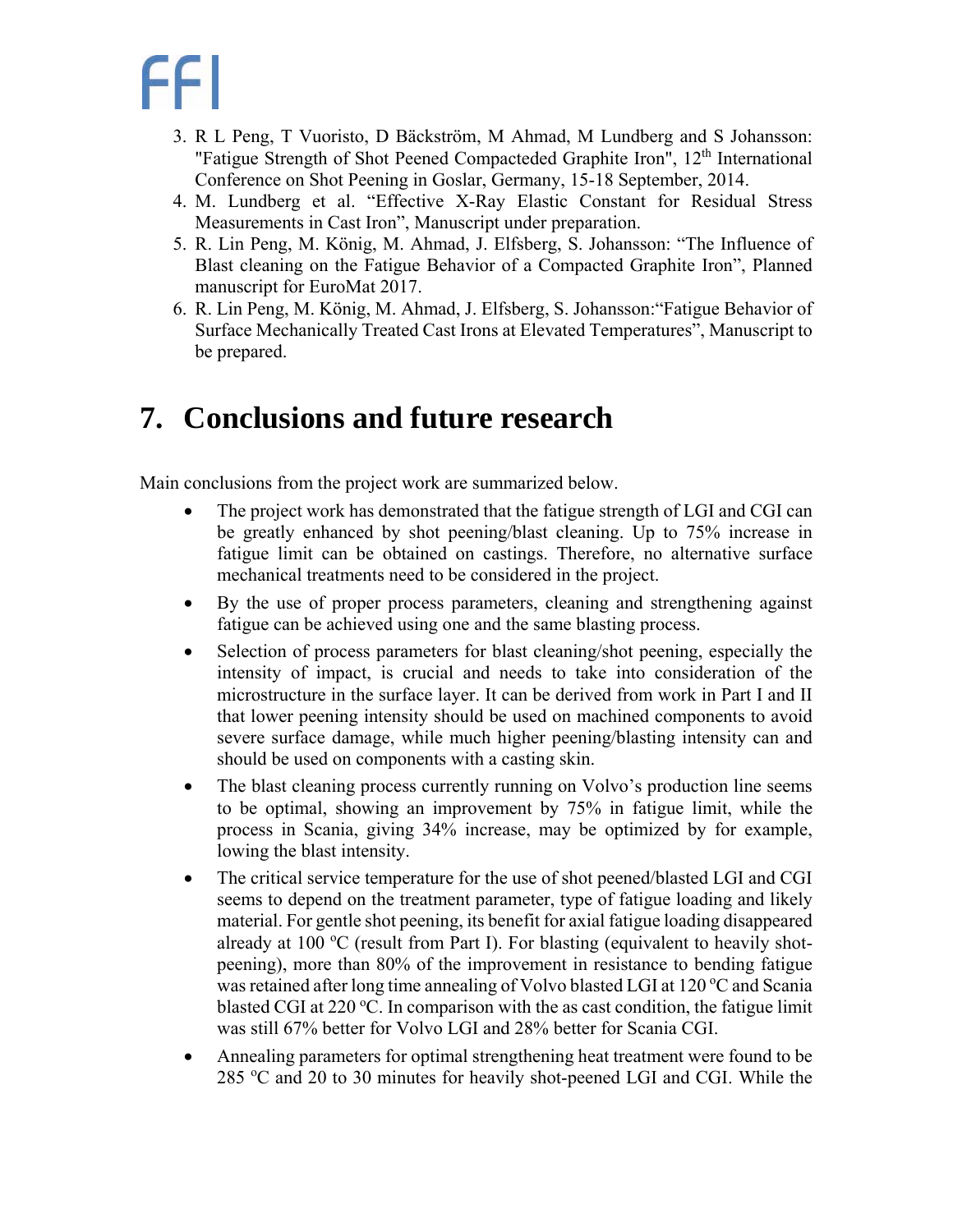3. R L Peng, T Vuoristo, D Bäckström, M Ahmad, M Lundberg and S Johansson: "Fatigue Strength of Shot Peened Compacteded Graphite Iron", 12th International Conference on Shot Peening in Goslar, Germany, 15-18 September, 2014.
4. M. Lundberg et al. "Effective X-Ray Elastic Constant for Residual Stress Measurements in Cast Iron", Manuscript under preparation.
5. R. Lin Peng, M. König, M. Ahmad, J. Elfsberg, S. Johansson: "The Influence of Blast cleaning on the Fatigue Behavior of a Compacted Graphite Iron", Planned manuscript for EuroMat 2017.
6. R. Lin Peng, M. König, M. Ahmad, J. Elfsberg, S. Johansson:"Fatigue Behavior of Surface Mechanically Treated Cast Irons at Elevated Temperatures", Manuscript to be prepared.

# 7. Conclusions and future research

Main conclusions from the project work are summarized below.

- The project work has demonstrated that the fatigue strength of LGI and CGI can be greatly enhanced by shot peening/blast cleaning. Up to 75% increase in fatigue limit can be obtained on castings. Therefore, no alternative surface mechanical treatments need to be considered in the project.
- By the use of proper process parameters, cleaning and strengthening against fatigue can be achieved using one and the same blasting process.
- Selection of process parameters for blast cleaning/shot peening, especially the intensity of impact, is crucial and needs to take into consideration of the microstructure in the surface layer. It can be derived from work in Part I and II that lower peening intensity should be used on machined components to avoid severe surface damage, while much higher peening/blasting intensity can and should be used on components with a casting skin.
- The blast cleaning process currently running on Volvo's production line seems to be optimal, showing an improvement by 75% in fatigue limit, while the process in Scania, giving 34% increase, may be optimized by for example, lowing the blast intensity.
- The critical service temperature for the use of shot peened/blasted LGI and CGI seems to depend on the treatment parameter, type of fatigue loading and likely material. For gentle shot peening, its benefit for axial fatigue loading disappeared already at 100 ºC (result from Part I). For blasting (equivalent to heavily shot-peening), more than 80% of the improvement in resistance to bending fatigue was retained after long time annealing of Volvo blasted LGI at 120 ºC and Scania blasted CGI at 220 ºC. In comparison with the as cast condition, the fatigue limit was still 67% better for Volvo LGI and 28% better for Scania CGI.
- Annealing parameters for optimal strengthening heat treatment were found to be 285 ºC and 20 to 30 minutes for heavily shot-peened LGI and CGI. While the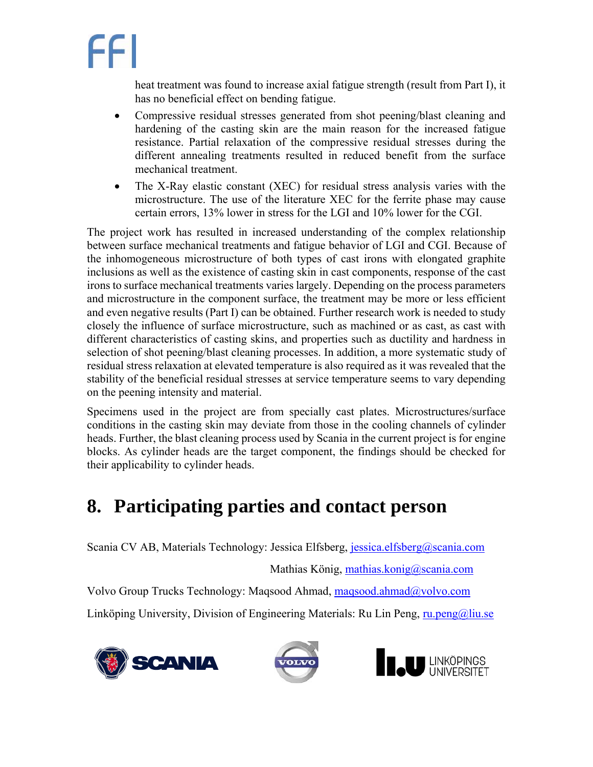heat treatment was found to increase axial fatigue strength (result from Part I), it has no beneficial effect on bending fatigue.

- Compressive residual stresses generated from shot peening/blast cleaning and hardening of the casting skin are the main reason for the increased fatigue resistance. Partial relaxation of the compressive residual stresses during the different annealing treatments resulted in reduced benefit from the surface mechanical treatment.
- The X-Ray elastic constant (XEC) for residual stress analysis varies with the microstructure. The use of the literature XEC for the ferrite phase may cause certain errors, 13% lower in stress for the LGI and 10% lower for the CGI.

The project work has resulted in increased understanding of the complex relationship between surface mechanical treatments and fatigue behavior of LGI and CGI. Because of the inhomogeneous microstructure of both types of cast irons with elongated graphite inclusions as well as the existence of casting skin in cast components, response of the cast irons to surface mechanical treatments varies largely. Depending on the process parameters and microstructure in the component surface, the treatment may be more or less efficient and even negative results (Part I) can be obtained. Further research work is needed to study closely the influence of surface microstructure, such as machined or as cast, as cast with different characteristics of casting skins, and properties such as ductility and hardness in selection of shot peening/blast cleaning processes. In addition, a more systematic study of residual stress relaxation at elevated temperature is also required as it was revealed that the stability of the beneficial residual stresses at service temperature seems to vary depending on the peening intensity and material.

Specimens used in the project are from specially cast plates. Microstructures/surface conditions in the casting skin may deviate from those in the cooling channels of cylinder heads. Further, the blast cleaning process used by Scania in the current project is for engine blocks. As cylinder heads are the target component, the findings should be checked for their applicability to cylinder heads.

# 8. Participating parties and contact person

Scania CV AB, Materials Technology: Jessica Elfsberg, jessica.elfsberg@scania.com

Mathias König, mathias.konig@scania.com

Volvo Group Trucks Technology: Maqsood Ahmad, maqsood.ahmad@volvo.com

Linköping University, Division of Engineering Materials: Ru Lin Peng, ru.peng@liu.se